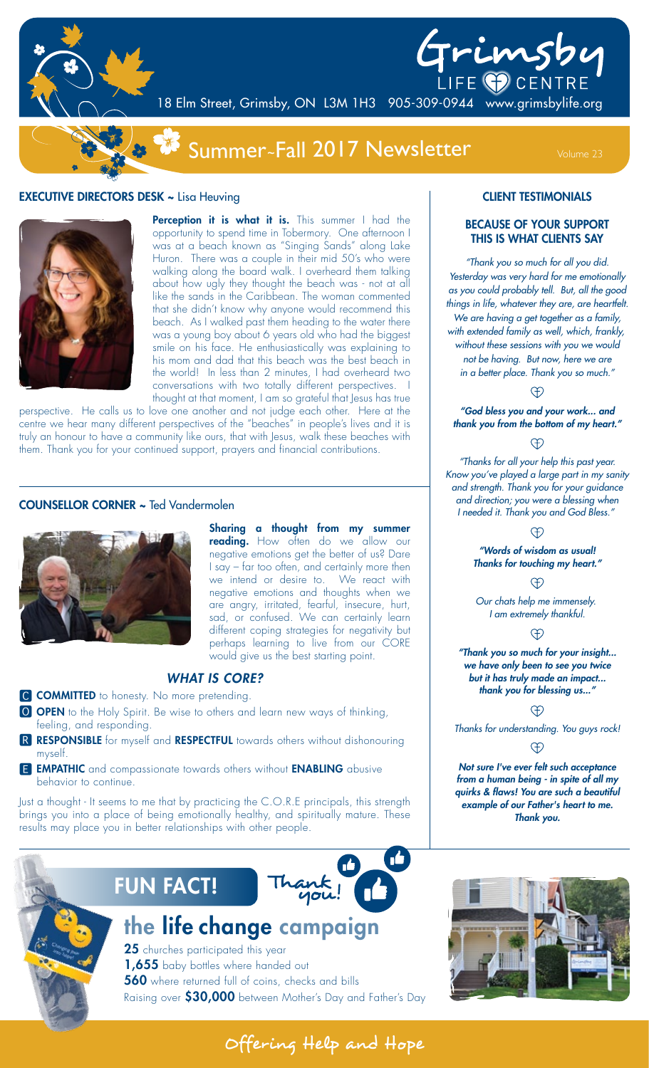# Grimsby LIFE CENTRE

18 Elm Street, Grimsby, ON L3M 1H3 905-309-0944 www.grimsbylife.org

## Summer~Fall 2017 Newsletter

Volume 23

### EXECUTIVE DIRECTORS DESK ~ Lisa Heuving

**Perception it is what it is.** This summer I had the opportunity to spend time in Tobermory. One afternoon I was at a beach known as "Singing Sands" along Lake Huron. There was a couple in their mid 50's who were walking along the board walk. I overheard them talking about how ugly they thought the beach was - not at all like the sands in the Caribbean. The woman commented that she didn't know why anyone would recommend this beach. As I walked past them heading to the water there was a young boy about 6 years old who had the biggest smile on his face. He enthusiastically was explaining to his mom and dad that this beach was the best beach in the world! In less than 2 minutes, I had overheard two conversations with two totally different perspectives. I thought at that moment, I am so grateful that Jesus has true perspective. He calls us to love one another and not judge each other. Here at the centre we hear many different perspectives of the "beaches" in people's lives and it is truly an honour to have a community like ours, that with Jesus, walk these beaches with them. Thank you for your continued support, prayers and financial contributions.

### COUNSELLOR CORNER ~ Ted Vandermolen

**Sharing a thought from my summer reading.** How often do we allow our negative emotions get the better of us? Dare I say – far too often, and certainly more then we intend or desire to. We react with negative emotions and thoughts when we are angry, irritated, fearful, insecure, hurt, sad, or confused. We can certainly learn different coping strategies for negativity but perhaps learning to live from our CORE would give us the best starting point.

#### *WHAT IS CORE?*

- **C COMMITTED** to honesty. No more pretending.
- **O OPEN** to the Holy Spirit. Be wise to others and learn new ways of thinking, feeling, and responding.
- **R RESPONSIBLE** for myself and **RESPECTFUL** towards others without dishonouring myself.
- **E EMPATHIC** and compassionate towards others without **ENABLING** abusive behavior to continue.

Just a thought - It seems to me that by practicing the C.O.R.E principals, this strength brings you into a place of being emotionally healthy, and spiritually mature. These results may place you in better relationships with other people.

### CLIENT TESTIMONIALS

#### BECAUSE OF YOUR SUPPORT THIS IS WHAT CLIENTS SAY

*"Thank you so much for all you did. Yesterday was very hard for me emotionally as you could probably tell. But, all the good things in life, whatever they are, are heartfelt. We are having a get together as a family, with extended family as well, which, frankly, without these sessions with you we would not be having. But now, here we are in a better place. Thank you so much."*

***"God bless you and your work... and thank you from the bottom of my heart."***

*"Thanks for all your help this past year. Know you've played a large part in my sanity and strength. Thank you for your guidance and direction; you were a blessing when I needed it. Thank you and God Bless."*

***"Words of wisdom as usual! Thanks for touching my heart."***

*Our chats help me immensely. I am extremely thankful.*

***"Thank you so much for your insight... we have only been to see you twice but it has truly made an impact... thank you for blessing us..."***

*Thanks for understanding. You guys rock!*

***Not sure I've ever felt such acceptance from a human being - in spite of all my quirks & flaws! You are such a beautiful example of our Father's heart to me. Thank you.***

### FUN FACT!

Thank you!

## the life change campaign

**25** churches participated this year
**1,655** baby bottles where handed out
**560** where returned full of coins, checks and bills
Raising over **$30,000** between Mother's Day and Father's Day

Offering Help and Hope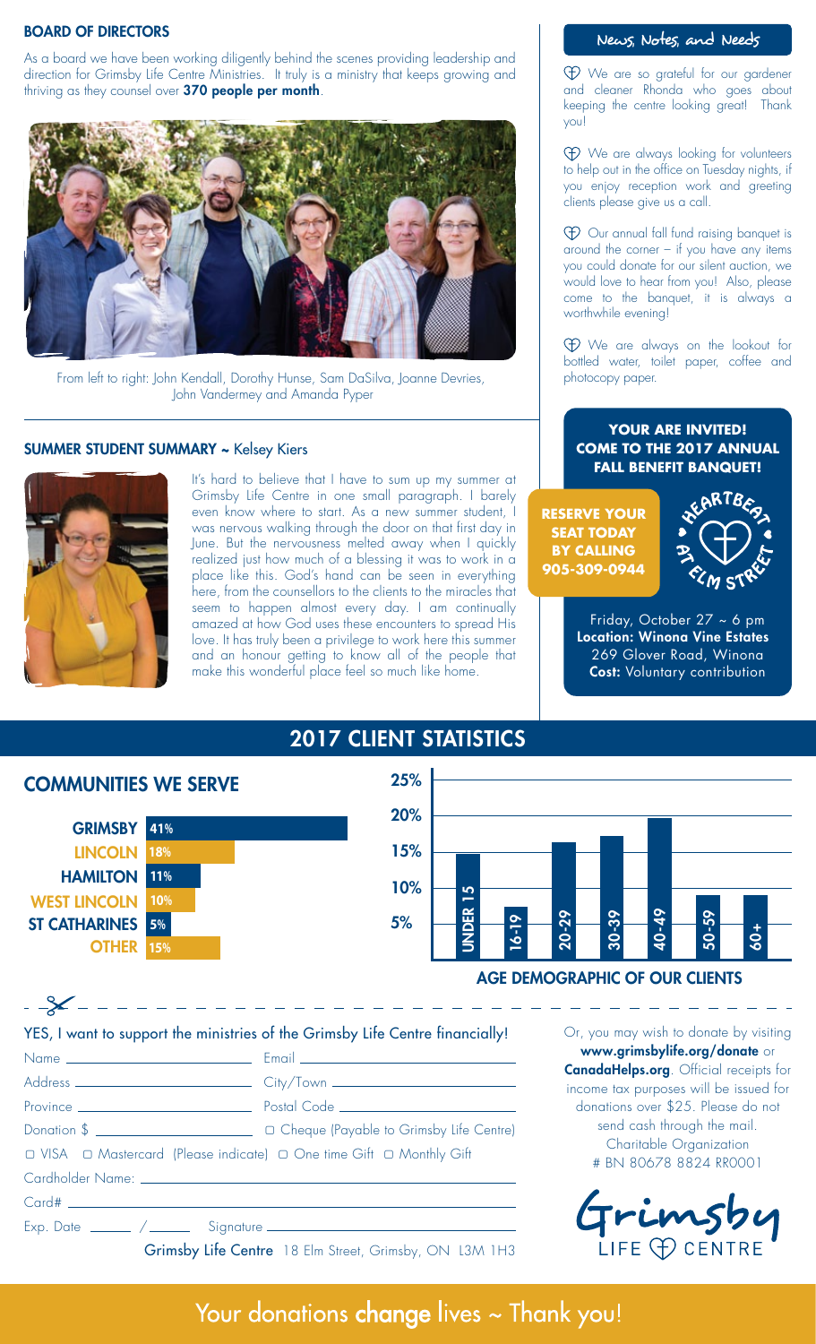## BOARD OF DIRECTORS

As a board we have been working diligently behind the scenes providing leadership and direction for Grimsby Life Centre Ministries. It truly is a ministry that keeps growing and thriving as they counsel over **370 people per month**.

From left to right: John Kendall, Dorothy Hunse, Sam DaSilva, Joanne Devries, John Vandermey and Amanda Pyper

## SUMMER STUDENT SUMMARY ~ Kelsey Kiers

It's hard to believe that I have to sum up my summer at Grimsby Life Centre in one small paragraph. I barely even know where to start. As a new summer student, I was nervous walking through the door on that first day in June. But the nervousness melted away when I quickly realized just how much of a blessing it was to work in a place like this. God's hand can be seen in everything here, from the counsellors to the clients to the miracles that seem to happen almost every day. I am continually amazed at how God uses these encounters to spread His love. It has truly been a privilege to work here this summer and an honour getting to know all of the people that make this wonderful place feel so much like home.

## News, Notes, and Needs

We are so grateful for our gardener and cleaner Rhonda who goes about keeping the centre looking great! Thank you!

We are always looking for volunteers to help out in the office on Tuesday nights, if you enjoy reception work and greeting clients please give us a call.

Our annual fall fund raising banquet is around the corner – if you have any items you could donate for our silent auction, we would love to hear from you! Also, please come to the banquet, it is always a worthwhile evening!

We are always on the lookout for bottled water, toilet paper, coffee and photocopy paper.

**YOUR ARE INVITED! COME TO THE 2017 ANNUAL FALL BENEFIT BANQUET!**

**RESERVE YOUR SEAT TODAY BY CALLING 905-309-0944**

HEARTBEAT AT ELM STREET

Friday, October 27 ~ 6 pm
**Location: Winona Vine Estates**
269 Glover Road, Winona
**Cost:** Voluntary contribution

## 2017 CLIENT STATISTICS

### COMMUNITIES WE SERVE

GRIMSBY 41%
LINCOLN 18%
HAMILTON 11%
WEST LINCOLN 10%
ST CATHARINES 5%
OTHER 15%

25%
20%
15%
10%
5%

UNDER 15
16-19
20-29
30-39
40-49
50-59
60+

### AGE DEMOGRAPHIC OF OUR CLIENTS

YES, I want to support the ministries of the Grimsby Life Centre financially!

Name ____________ Email ____________

Address ____________ City/Town ____________

Province ____________ Postal Code ____________

Donation $ ____________ ▢ Cheque (Payable to Grimsby Life Centre)

▢ VISA ▢ Mastercard (Please indicate) ▢ One time Gift ▢ Monthly Gift

Cardholder Name: ____________

Card# ____________

Exp. Date ____ / ____ Signature ____________

**Grimsby Life Centre** 18 Elm Street, Grimsby, ON L3M 1H3

Or, you may wish to donate by visiting **www.grimsbylife.org/donate** or **CanadaHelps.org**. Official receipts for income tax purposes will be issued for donations over $25. Please do not send cash through the mail.
Charitable Organization
# BN 80678 8824 RR0001

Grimsby LIFE CENTRE

Your donations **change** lives ~ Thank you!